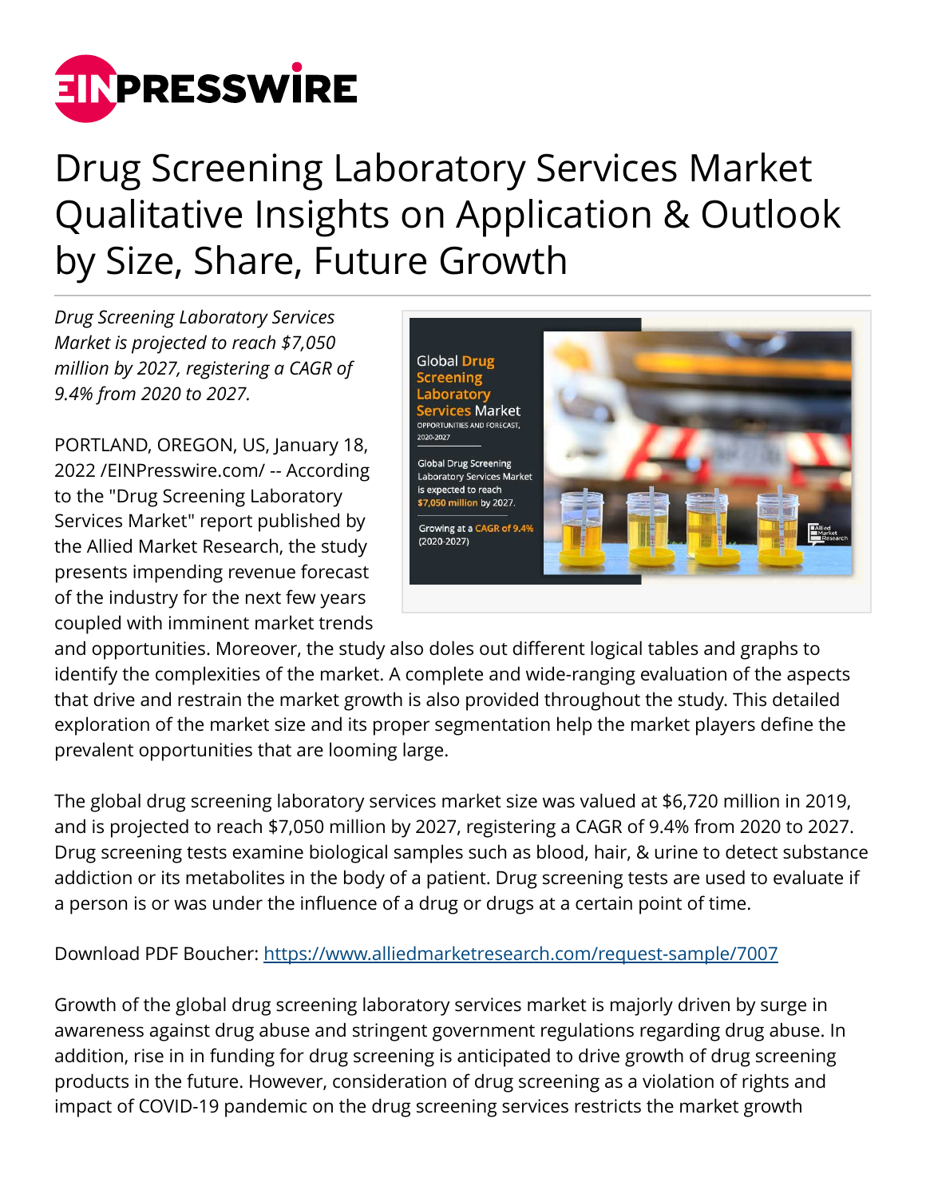# Drug Screening Laboratory Services Market Qualitative Insights on Application & Outlook by Size, Share, Future Growth

*Drug Screening Laboratory Services Market is projected to reach $7,050 million by 2027, registering a CAGR of 9.4% from 2020 to 2027.*

PORTLAND, OREGON, US, January 18, 2022 /EINPresswire.com/ -- According to the "Drug Screening Laboratory Services Market" report published by the Allied Market Research, the study presents impending revenue forecast of the industry for the next few years coupled with imminent market trends and opportunities. Moreover, the study also doles out different logical tables and graphs to identify the complexities of the market. A complete and wide-ranging evaluation of the aspects that drive and restrain the market growth is also provided throughout the study. This detailed exploration of the market size and its proper segmentation help the market players define the prevalent opportunities that are looming large.

The global drug screening laboratory services market size was valued at $6,720 million in 2019, and is projected to reach $7,050 million by 2027, registering a CAGR of 9.4% from 2020 to 2027. Drug screening tests examine biological samples such as blood, hair, & urine to detect substance addiction or its metabolites in the body of a patient. Drug screening tests are used to evaluate if a person is or was under the influence of a drug or drugs at a certain point of time.

Download PDF Boucher: https://www.alliedmarketresearch.com/request-sample/7007

Growth of the global drug screening laboratory services market is majorly driven by surge in awareness against drug abuse and stringent government regulations regarding drug abuse. In addition, rise in in funding for drug screening is anticipated to drive growth of drug screening products in the future. However, consideration of drug screening as a violation of rights and impact of COVID-19 pandemic on the drug screening services restricts the market growth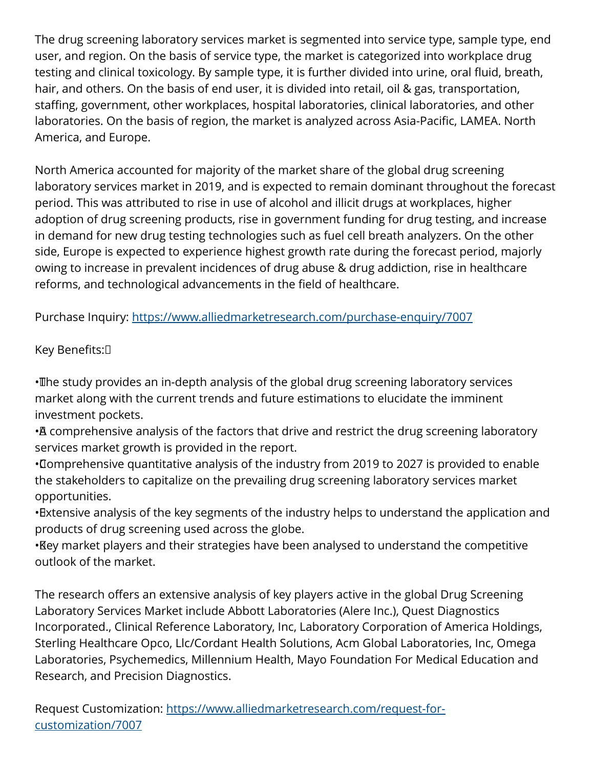The drug screening laboratory services market is segmented into service type, sample type, end user, and region. On the basis of service type, the market is categorized into workplace drug testing and clinical toxicology. By sample type, it is further divided into urine, oral fluid, breath, hair, and others. On the basis of end user, it is divided into retail, oil & gas, transportation, staffing, government, other workplaces, hospital laboratories, clinical laboratories, and other laboratories. On the basis of region, the market is analyzed across Asia-Pacific, LAMEA. North America, and Europe.

North America accounted for majority of the market share of the global drug screening laboratory services market in 2019, and is expected to remain dominant throughout the forecast period. This was attributed to rise in use of alcohol and illicit drugs at workplaces, higher adoption of drug screening products, rise in government funding for drug testing, and increase in demand for new drug testing technologies such as fuel cell breath analyzers. On the other side, Europe is expected to experience highest growth rate during the forecast period, majorly owing to increase in prevalent incidences of drug abuse & drug addiction, rise in healthcare reforms, and technological advancements in the field of healthcare.

Purchase Inquiry: https://www.alliedmarketresearch.com/purchase-enquiry/7007

Key Benefits:

- The study provides an in-depth analysis of the global drug screening laboratory services market along with the current trends and future estimations to elucidate the imminent investment pockets.
- A comprehensive analysis of the factors that drive and restrict the drug screening laboratory services market growth is provided in the report.
- Comprehensive quantitative analysis of the industry from 2019 to 2027 is provided to enable the stakeholders to capitalize on the prevailing drug screening laboratory services market opportunities.
- Extensive analysis of the key segments of the industry helps to understand the application and products of drug screening used across the globe.
- Key market players and their strategies have been analysed to understand the competitive outlook of the market.

The research offers an extensive analysis of key players active in the global Drug Screening Laboratory Services Market include Abbott Laboratories (Alere Inc.), Quest Diagnostics Incorporated., Clinical Reference Laboratory, Inc, Laboratory Corporation of America Holdings, Sterling Healthcare Opco, Llc/Cordant Health Solutions, Acm Global Laboratories, Inc, Omega Laboratories, Psychemedics, Millennium Health, Mayo Foundation For Medical Education and Research, and Precision Diagnostics.

Request Customization: https://www.alliedmarketresearch.com/request-for-customization/7007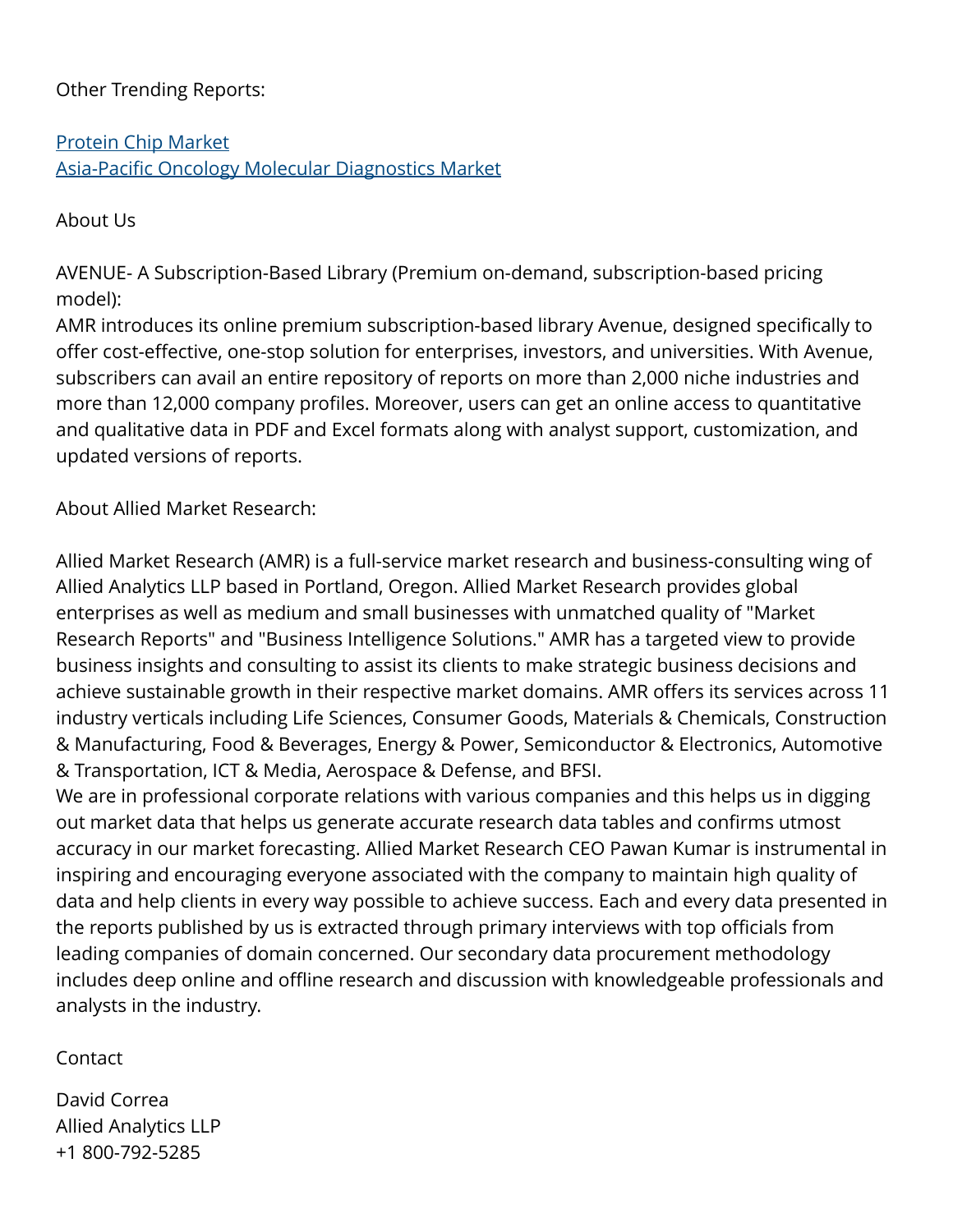Other Trending Reports:

[Protein Chip Market](#)
[Asia-Pacific Oncology Molecular Diagnostics Market](#)

About Us

AVENUE- A Subscription-Based Library (Premium on-demand, subscription-based pricing model):
AMR introduces its online premium subscription-based library Avenue, designed specifically to offer cost-effective, one-stop solution for enterprises, investors, and universities. With Avenue, subscribers can avail an entire repository of reports on more than 2,000 niche industries and more than 12,000 company profiles. Moreover, users can get an online access to quantitative and qualitative data in PDF and Excel formats along with analyst support, customization, and updated versions of reports.

About Allied Market Research:

Allied Market Research (AMR) is a full-service market research and business-consulting wing of Allied Analytics LLP based in Portland, Oregon. Allied Market Research provides global enterprises as well as medium and small businesses with unmatched quality of "Market Research Reports" and "Business Intelligence Solutions." AMR has a targeted view to provide business insights and consulting to assist its clients to make strategic business decisions and achieve sustainable growth in their respective market domains. AMR offers its services across 11 industry verticals including Life Sciences, Consumer Goods, Materials & Chemicals, Construction & Manufacturing, Food & Beverages, Energy & Power, Semiconductor & Electronics, Automotive & Transportation, ICT & Media, Aerospace & Defense, and BFSI.
We are in professional corporate relations with various companies and this helps us in digging out market data that helps us generate accurate research data tables and confirms utmost accuracy in our market forecasting. Allied Market Research CEO Pawan Kumar is instrumental in inspiring and encouraging everyone associated with the company to maintain high quality of data and help clients in every way possible to achieve success. Each and every data presented in the reports published by us is extracted through primary interviews with top officials from leading companies of domain concerned. Our secondary data procurement methodology includes deep online and offline research and discussion with knowledgeable professionals and analysts in the industry.

Contact

David Correa
Allied Analytics LLP
+1 800-792-5285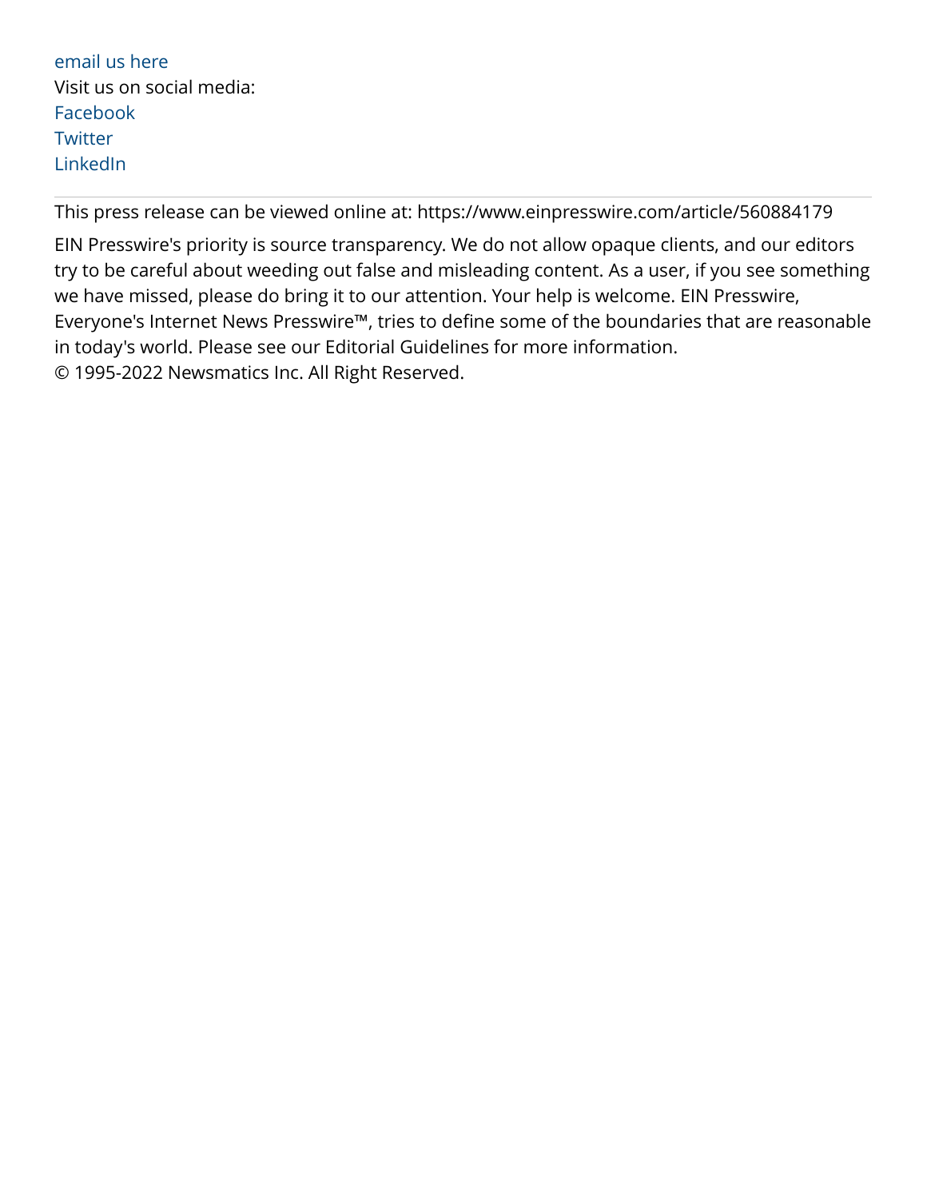email us here
Visit us on social media:
Facebook
Twitter
LinkedIn

---

This press release can be viewed online at: https://www.einpresswire.com/article/560884179

EIN Presswire's priority is source transparency. We do not allow opaque clients, and our editors try to be careful about weeding out false and misleading content. As a user, if you see something we have missed, please do bring it to our attention. Your help is welcome. EIN Presswire, Everyone's Internet News Presswire™, tries to define some of the boundaries that are reasonable in today's world. Please see our Editorial Guidelines for more information.
© 1995-2022 Newsmatics Inc. All Right Reserved.